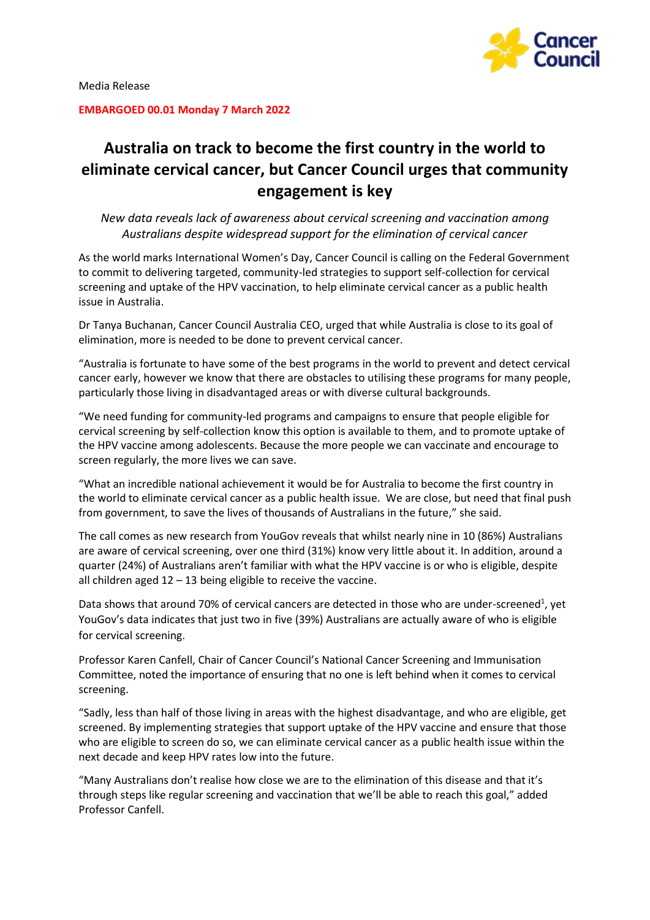Media Release

**EMBARGOED 00.01 Monday 7 March 2022**

# Australia on track to become the first country in the world to eliminate cervical cancer, but Cancer Council urges that community engagement is key

*New data reveals lack of awareness about cervical screening and vaccination among Australians despite widespread support for the elimination of cervical cancer*

As the world marks International Women's Day, Cancer Council is calling on the Federal Government to commit to delivering targeted, community-led strategies to support self-collection for cervical screening and uptake of the HPV vaccination, to help eliminate cervical cancer as a public health issue in Australia.

Dr Tanya Buchanan, Cancer Council Australia CEO, urged that while Australia is close to its goal of elimination, more is needed to be done to prevent cervical cancer.

"Australia is fortunate to have some of the best programs in the world to prevent and detect cervical cancer early, however we know that there are obstacles to utilising these programs for many people, particularly those living in disadvantaged areas or with diverse cultural backgrounds.

"We need funding for community-led programs and campaigns to ensure that people eligible for cervical screening by self-collection know this option is available to them, and to promote uptake of the HPV vaccine among adolescents. Because the more people we can vaccinate and encourage to screen regularly, the more lives we can save.

"What an incredible national achievement it would be for Australia to become the first country in the world to eliminate cervical cancer as a public health issue. We are close, but need that final push from government, to save the lives of thousands of Australians in the future," she said.

The call comes as new research from YouGov reveals that whilst nearly nine in 10 (86%) Australians are aware of cervical screening, over one third (31%) know very little about it. In addition, around a quarter (24%) of Australians aren't familiar with what the HPV vaccine is or who is eligible, despite all children aged 12 – 13 being eligible to receive the vaccine.

Data shows that around 70% of cervical cancers are detected in those who are under-screened[1], yet YouGov's data indicates that just two in five (39%) Australians are actually aware of who is eligible for cervical screening.

Professor Karen Canfell, Chair of Cancer Council's National Cancer Screening and Immunisation Committee, noted the importance of ensuring that no one is left behind when it comes to cervical screening.

"Sadly, less than half of those living in areas with the highest disadvantage, and who are eligible, get screened. By implementing strategies that support uptake of the HPV vaccine and ensure that those who are eligible to screen do so, we can eliminate cervical cancer as a public health issue within the next decade and keep HPV rates low into the future.

"Many Australians don't realise how close we are to the elimination of this disease and that it's through steps like regular screening and vaccination that we'll be able to reach this goal," added Professor Canfell.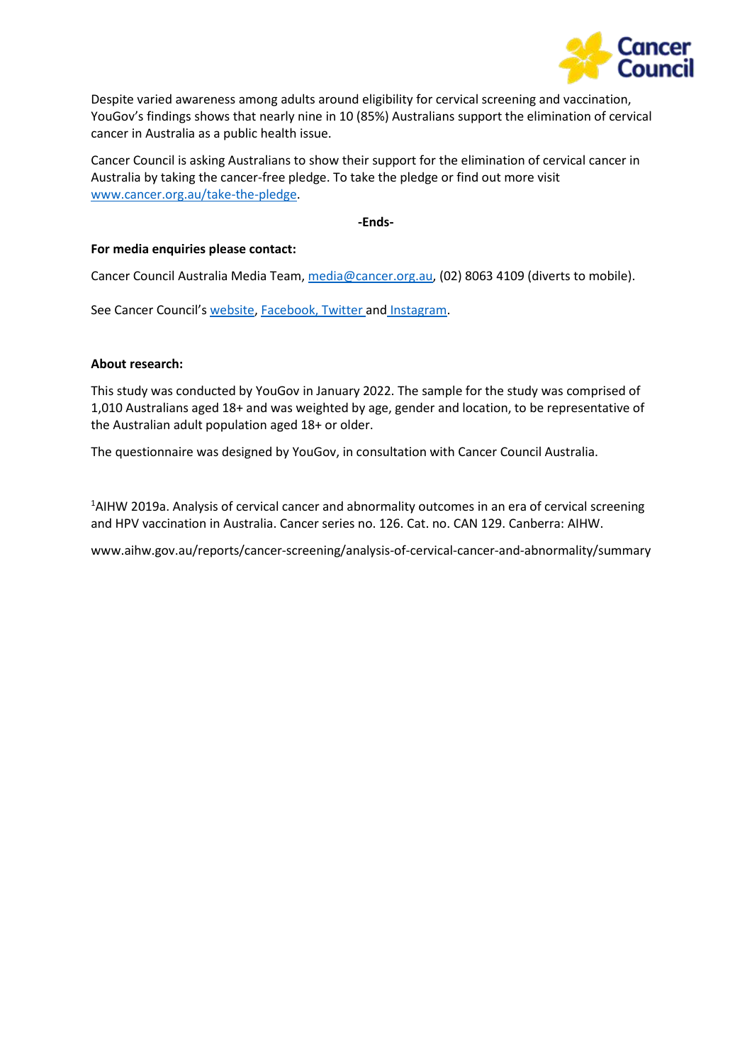Despite varied awareness among adults around eligibility for cervical screening and vaccination, YouGov's findings shows that nearly nine in 10 (85%) Australians support the elimination of cervical cancer in Australia as a public health issue.

Cancer Council is asking Australians to show their support for the elimination of cervical cancer in Australia by taking the cancer-free pledge. To take the pledge or find out more visit [www.cancer.org.au/take-the-pledge](http://www.cancer.org.au/take-the-pledge).

**-Ends-**

**For media enquiries please contact:**

Cancer Council Australia Media Team, [media@cancer.org.au](mailto:media@cancer.org.au), (02) 8063 4109 (diverts to mobile).

See Cancer Council's website, Facebook, Twitter and Instagram.

**About research:**

This study was conducted by YouGov in January 2022. The sample for the study was comprised of 1,010 Australians aged 18+ and was weighted by age, gender and location, to be representative of the Australian adult population aged 18+ or older.

The questionnaire was designed by YouGov, in consultation with Cancer Council Australia.

[1]AIHW 2019a. Analysis of cervical cancer and abnormality outcomes in an era of cervical screening and HPV vaccination in Australia. Cancer series no. 126. Cat. no. CAN 129. Canberra: AIHW.

www.aihw.gov.au/reports/cancer-screening/analysis-of-cervical-cancer-and-abnormality/summary